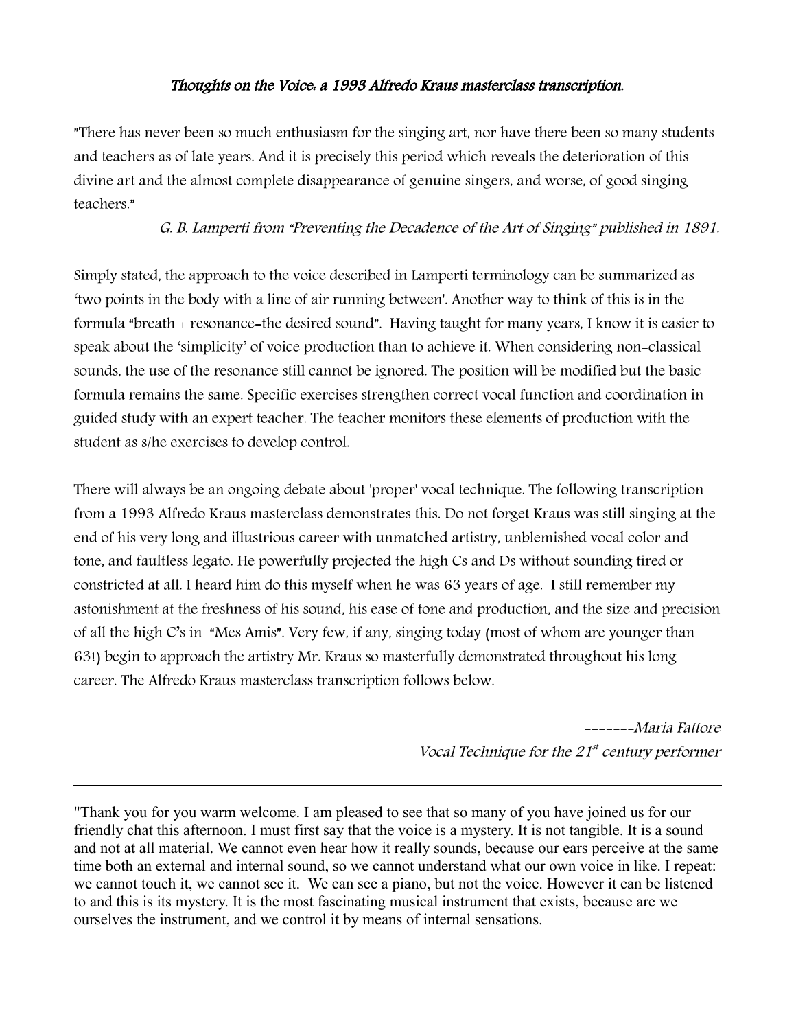# *Thoughts on the Voice: a 1993 Alfredo Kraus masterclass transcription.*

"There has never been so much enthusiasm for the singing art, nor have there been so many students and teachers as of late years. And it is precisely this period which reveals the deterioration of this divine art and the almost complete disappearance of genuine singers, and worse, of good singing teachers."

*G. B. Lamperti from "Preventing the Decadence of the Art of Singing" published in 1891.*

Simply stated, the approach to the voice described in Lamperti terminology can be summarized as 'two points in the body with a line of air running between'. Another way to think of this is in the formula "breath + resonance=the desired sound". Having taught for many years, I know it is easier to speak about the 'simplicity' of voice production than to achieve it. When considering non-classical sounds, the use of the resonance still cannot be ignored. The position will be modified but the basic formula remains the same. Specific exercises strengthen correct vocal function and coordination in guided study with an expert teacher. The teacher monitors these elements of production with the student as s/he exercises to develop control.

There will always be an ongoing debate about 'proper' vocal technique. The following transcription from a 1993 Alfredo Kraus masterclass demonstrates this. Do not forget Kraus was still singing at the end of his very long and illustrious career with unmatched artistry, unblemished vocal color and tone, and faultless legato. He powerfully projected the high Cs and Ds without sounding tired or constricted at all. I heard him do this myself when he was 63 years of age. I still remember my astonishment at the freshness of his sound, his ease of tone and production, and the size and precision of all the high C's in "Mes Amis". Very few, if any, singing today (most of whom are younger than 63!) begin to approach the artistry Mr. Kraus so masterfully demonstrated throughout his long career. The Alfredo Kraus masterclass transcription follows below.

*-------Maria Fattore*
*Vocal Technique for the 21st century performer*

---

"Thank you for you warm welcome. I am pleased to see that so many of you have joined us for our friendly chat this afternoon. I must first say that the voice is a mystery. It is not tangible. It is a sound and not at all material. We cannot even hear how it really sounds, because our ears perceive at the same time both an external and internal sound, so we cannot understand what our own voice in like. I repeat: we cannot touch it, we cannot see it. We can see a piano, but not the voice. However it can be listened to and this is its mystery. It is the most fascinating musical instrument that exists, because are we ourselves the instrument, and we control it by means of internal sensations.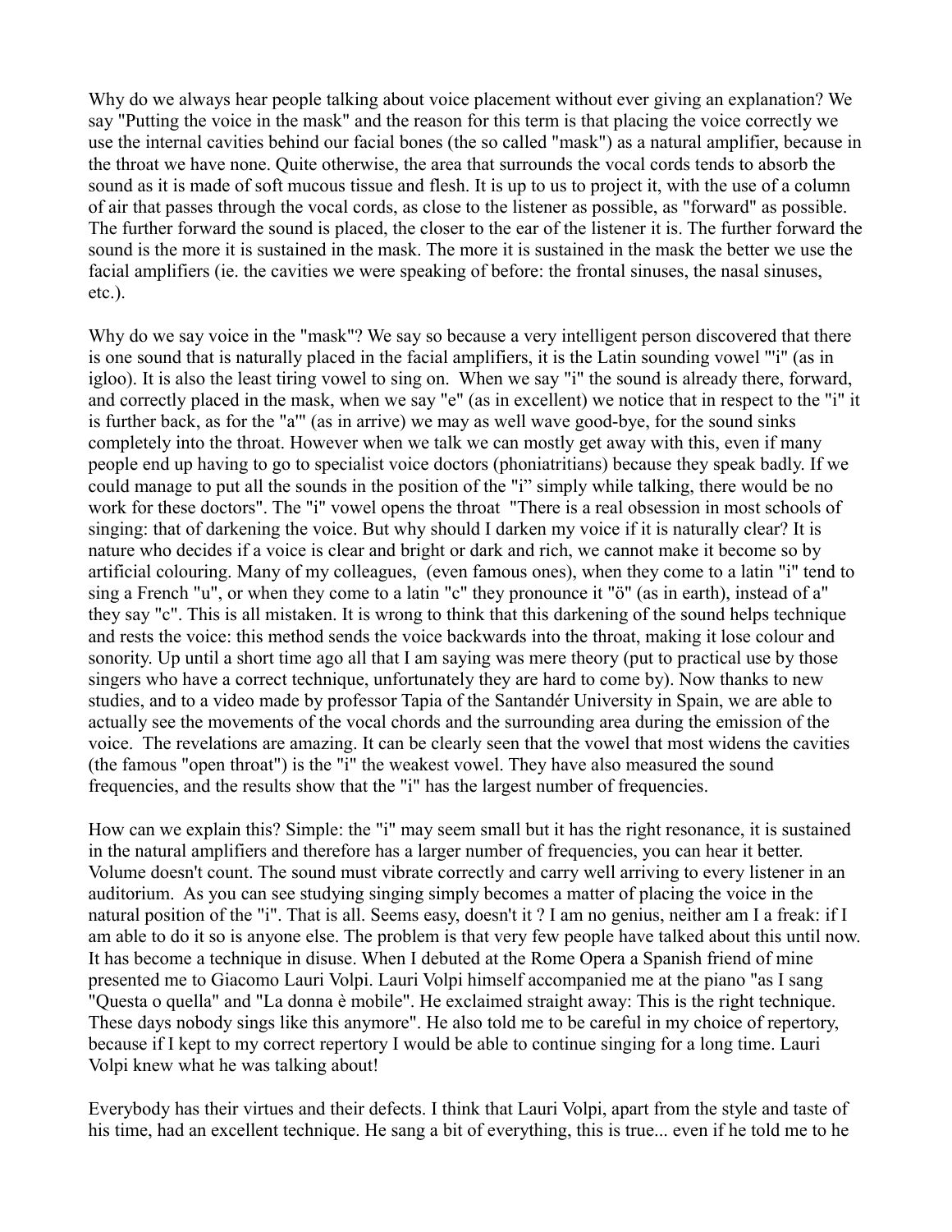Why do we always hear people talking about voice placement without ever giving an explanation? We say "Putting the voice in the mask" and the reason for this term is that placing the voice correctly we use the internal cavities behind our facial bones (the so called "mask") as a natural amplifier, because in the throat we have none. Quite otherwise, the area that surrounds the vocal cords tends to absorb the sound as it is made of soft mucous tissue and flesh. It is up to us to project it, with the use of a column of air that passes through the vocal cords, as close to the listener as possible, as "forward" as possible. The further forward the sound is placed, the closer to the ear of the listener it is. The further forward the sound is the more it is sustained in the mask. The more it is sustained in the mask the better we use the facial amplifiers (ie. the cavities we were speaking of before: the frontal sinuses, the nasal sinuses, etc.).

Why do we say voice in the "mask"? We say so because a very intelligent person discovered that there is one sound that is naturally placed in the facial amplifiers, it is the Latin sounding vowel "'i" (as in igloo). It is also the least tiring vowel to sing on. When we say "i" the sound is already there, forward, and correctly placed in the mask, when we say "e" (as in excellent) we notice that in respect to the "i" it is further back, as for the "a'" (as in arrive) we may as well wave good-bye, for the sound sinks completely into the throat. However when we talk we can mostly get away with this, even if many people end up having to go to specialist voice doctors (phoniatritians) because they speak badly. If we could manage to put all the sounds in the position of the "i" simply while talking, there would be no work for these doctors". The "i" vowel opens the throat "There is a real obsession in most schools of singing: that of darkening the voice. But why should I darken my voice if it is naturally clear? It is nature who decides if a voice is clear and bright or dark and rich, we cannot make it become so by artificial colouring. Many of my colleagues, (even famous ones), when they come to a latin "i" tend to sing a French "u", or when they come to a latin "c" they pronounce it "ö" (as in earth), instead of a" they say "c". This is all mistaken. It is wrong to think that this darkening of the sound helps technique and rests the voice: this method sends the voice backwards into the throat, making it lose colour and sonority. Up until a short time ago all that I am saying was mere theory (put to practical use by those singers who have a correct technique, unfortunately they are hard to come by). Now thanks to new studies, and to a video made by professor Tapia of the Santandér University in Spain, we are able to actually see the movements of the vocal chords and the surrounding area during the emission of the voice. The revelations are amazing. It can be clearly seen that the vowel that most widens the cavities (the famous "open throat") is the "i" the weakest vowel. They have also measured the sound frequencies, and the results show that the "i" has the largest number of frequencies.

How can we explain this? Simple: the "i" may seem small but it has the right resonance, it is sustained in the natural amplifiers and therefore has a larger number of frequencies, you can hear it better. Volume doesn't count. The sound must vibrate correctly and carry well arriving to every listener in an auditorium. As you can see studying singing simply becomes a matter of placing the voice in the natural position of the "i". That is all. Seems easy, doesn't it ? I am no genius, neither am I a freak: if I am able to do it so is anyone else. The problem is that very few people have talked about this until now. It has become a technique in disuse. When I debuted at the Rome Opera a Spanish friend of mine presented me to Giacomo Lauri Volpi. Lauri Volpi himself accompanied me at the piano "as I sang "Questa o quella" and "La donna è mobile". He exclaimed straight away: This is the right technique. These days nobody sings like this anymore". He also told me to be careful in my choice of repertory, because if I kept to my correct repertory I would be able to continue singing for a long time. Lauri Volpi knew what he was talking about!

Everybody has their virtues and their defects. I think that Lauri Volpi, apart from the style and taste of his time, had an excellent technique. He sang a bit of everything, this is true... even if he told me to he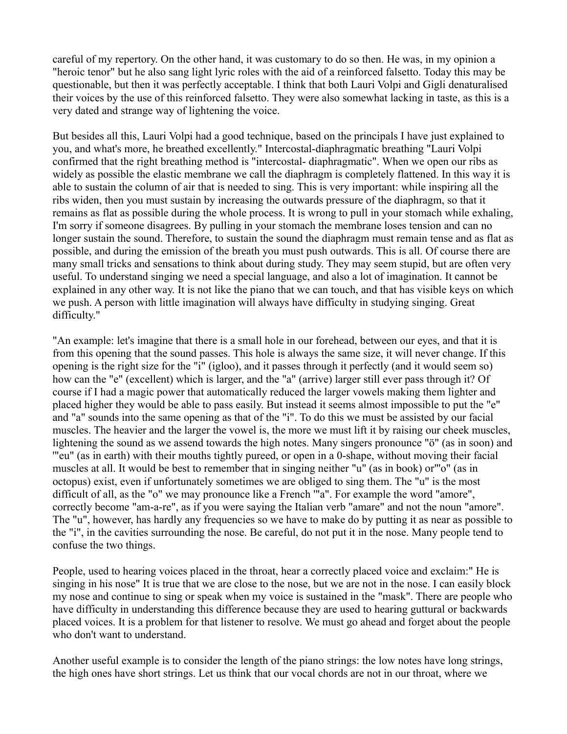careful of my repertory. On the other hand, it was customary to do so then. He was, in my opinion a "heroic tenor" but he also sang light lyric roles with the aid of a reinforced falsetto. Today this may be questionable, but then it was perfectly acceptable. I think that both Lauri Volpi and Gigli denaturalised their voices by the use of this reinforced falsetto. They were also somewhat lacking in taste, as this is a very dated and strange way of lightening the voice.

But besides all this, Lauri Volpi had a good technique, based on the principals I have just explained to you, and what's more, he breathed excellently." Intercostal-diaphragmatic breathing "Lauri Volpi confirmed that the right breathing method is "intercostal- diaphragmatic". When we open our ribs as widely as possible the elastic membrane we call the diaphragm is completely flattened. In this way it is able to sustain the column of air that is needed to sing. This is very important: while inspiring all the ribs widen, then you must sustain by increasing the outwards pressure of the diaphragm, so that it remains as flat as possible during the whole process. It is wrong to pull in your stomach while exhaling, I'm sorry if someone disagrees. By pulling in your stomach the membrane loses tension and can no longer sustain the sound. Therefore, to sustain the sound the diaphragm must remain tense and as flat as possible, and during the emission of the breath you must push outwards. This is all. Of course there are many small tricks and sensations to think about during study. They may seem stupid, but are often very useful. To understand singing we need a special language, and also a lot of imagination. It cannot be explained in any other way. It is not like the piano that we can touch, and that has visible keys on which we push. A person with little imagination will always have difficulty in studying singing. Great difficulty."

"An example: let's imagine that there is a small hole in our forehead, between our eyes, and that it is from this opening that the sound passes. This hole is always the same size, it will never change. If this opening is the right size for the "i" (igloo), and it passes through it perfectly (and it would seem so) how can the "e" (excellent) which is larger, and the "a" (arrive) larger still ever pass through it? Of course if I had a magic power that automatically reduced the larger vowels making them lighter and placed higher they would be able to pass easily. But instead it seems almost impossible to put the "e" and "a" sounds into the same opening as that of the "i". To do this we must be assisted by our facial muscles. The heavier and the larger the vowel is, the more we must lift it by raising our cheek muscles, lightening the sound as we assend towards the high notes. Many singers pronounce "ö" (as in soon) and '"eu" (as in earth) with their mouths tightly pureed, or open in a 0-shape, without moving their facial muscles at all. It would be best to remember that in singing neither "u" (as in book) or'"o" (as in octopus) exist, even if unfortunately sometimes we are obliged to sing them. The "u" is the most difficult of all, as the "o" we may pronounce like a French '"a". For example the word "amore", correctly become "am-a-re", as if you were saying the Italian verb "amare" and not the noun "amore". The "u", however, has hardly any frequencies so we have to make do by putting it as near as possible to the "i", in the cavities surrounding the nose. Be careful, do not put it in the nose. Many people tend to confuse the two things.

People, used to hearing voices placed in the throat, hear a correctly placed voice and exclaim:" He is singing in his nose" It is true that we are close to the nose, but we are not in the nose. I can easily block my nose and continue to sing or speak when my voice is sustained in the "mask". There are people who have difficulty in understanding this difference because they are used to hearing guttural or backwards placed voices. It is a problem for that listener to resolve. We must go ahead and forget about the people who don't want to understand.

Another useful example is to consider the length of the piano strings: the low notes have long strings, the high ones have short strings. Let us think that our vocal chords are not in our throat, where we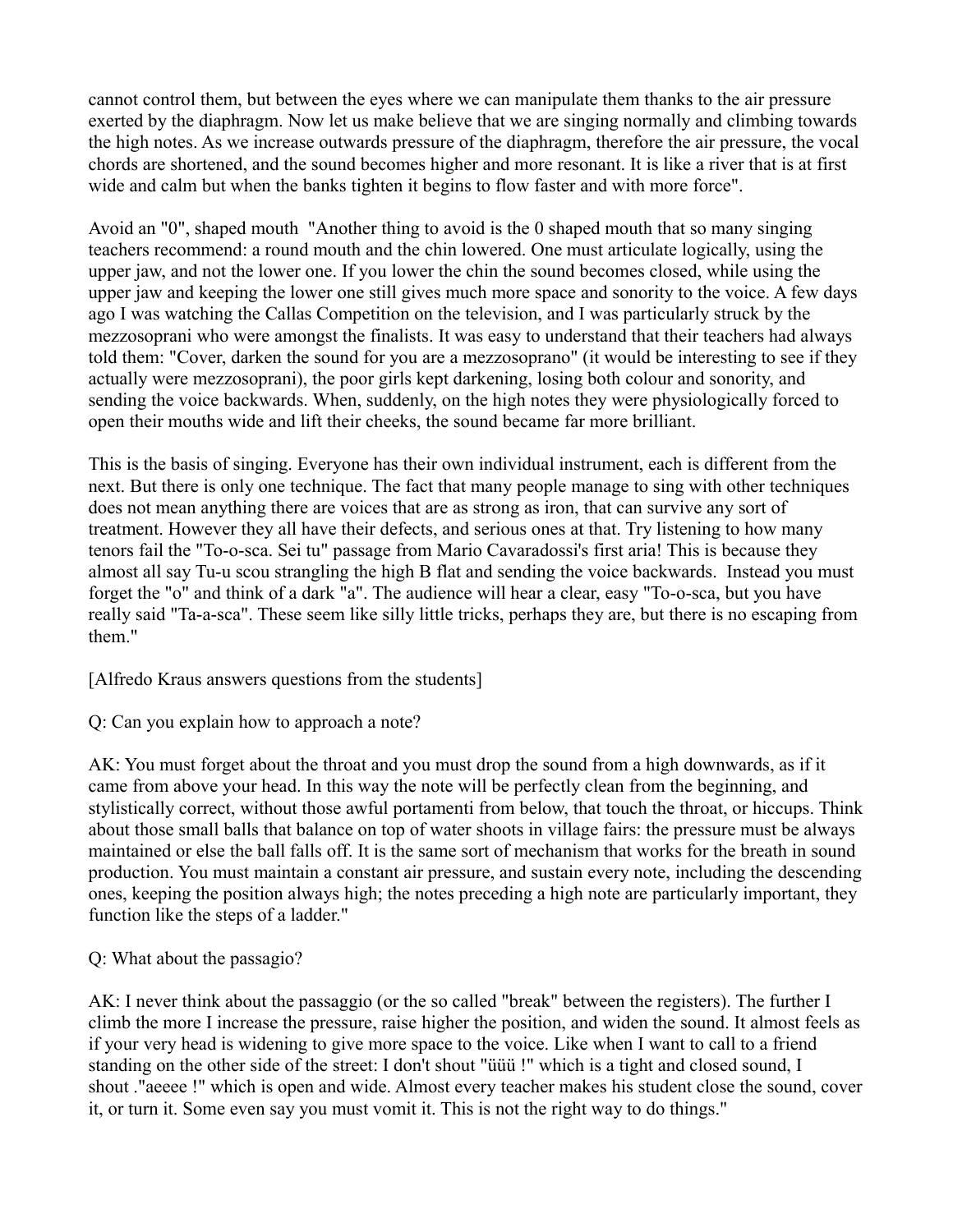cannot control them, but between the eyes where we can manipulate them thanks to the air pressure exerted by the diaphragm. Now let us make believe that we are singing normally and climbing towards the high notes. As we increase outwards pressure of the diaphragm, therefore the air pressure, the vocal chords are shortened, and the sound becomes higher and more resonant. It is like a river that is at first wide and calm but when the banks tighten it begins to flow faster and with more force".

Avoid an "0", shaped mouth  "Another thing to avoid is the 0 shaped mouth that so many singing teachers recommend: a round mouth and the chin lowered. One must articulate logically, using the upper jaw, and not the lower one. If you lower the chin the sound becomes closed, while using the upper jaw and keeping the lower one still gives much more space and sonority to the voice. A few days ago I was watching the Callas Competition on the television, and I was particularly struck by the mezzosoprani who were amongst the finalists. It was easy to understand that their teachers had always told them: "Cover, darken the sound for you are a mezzosoprano" (it would be interesting to see if they actually were mezzosoprani), the poor girls kept darkening, losing both colour and sonority, and sending the voice backwards. When, suddenly, on the high notes they were physiologically forced to open their mouths wide and lift their cheeks, the sound became far more brilliant.

This is the basis of singing. Everyone has their own individual instrument, each is different from the next. But there is only one technique. The fact that many people manage to sing with other techniques does not mean anything there are voices that are as strong as iron, that can survive any sort of treatment. However they all have their defects, and serious ones at that. Try listening to how many tenors fail the "To-o-sca. Sei tu" passage from Mario Cavaradossi's first aria! This is because they almost all say Tu-u scou strangling the high B flat and sending the voice backwards.  Instead you must forget the "o" and think of a dark "a". The audience will hear a clear, easy "To-o-sca, but you have really said "Ta-a-sca". These seem like silly little tricks, perhaps they are, but there is no escaping from them."

[Alfredo Kraus answers questions from the students]

Q: Can you explain how to approach a note?

AK: You must forget about the throat and you must drop the sound from a high downwards, as if it came from above your head. In this way the note will be perfectly clean from the beginning, and stylistically correct, without those awful portamenti from below, that touch the throat, or hiccups. Think about those small balls that balance on top of water shoots in village fairs: the pressure must be always maintained or else the ball falls off. It is the same sort of mechanism that works for the breath in sound production. You must maintain a constant air pressure, and sustain every note, including the descending ones, keeping the position always high; the notes preceding a high note are particularly important, they function like the steps of a ladder."

Q: What about the passagio?

AK: I never think about the passaggio (or the so called "break" between the registers). The further I climb the more I increase the pressure, raise higher the position, and widen the sound. It almost feels as if your very head is widening to give more space to the voice. Like when I want to call to a friend standing on the other side of the street: I don't shout "üüü !" which is a tight and closed sound, I shout ."aeeee !" which is open and wide. Almost every teacher makes his student close the sound, cover it, or turn it. Some even say you must vomit it. This is not the right way to do things."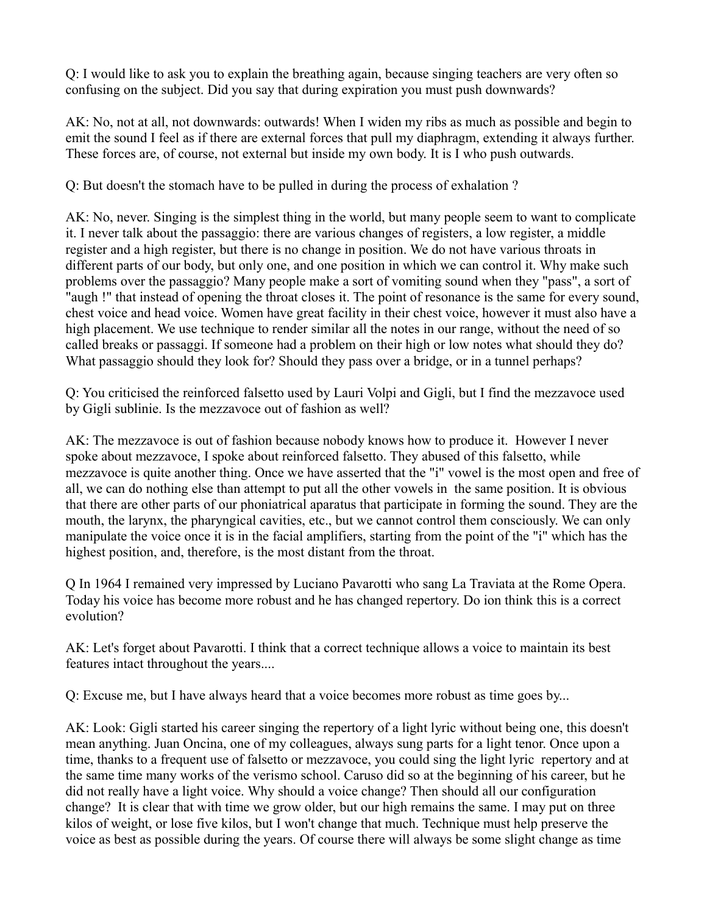Q: I would like to ask you to explain the breathing again, because singing teachers are very often so confusing on the subject. Did you say that during expiration you must push downwards?

AK: No, not at all, not downwards: outwards! When I widen my ribs as much as possible and begin to emit the sound I feel as if there are external forces that pull my diaphragm, extending it always further. These forces are, of course, not external but inside my own body. It is I who push outwards.

Q: But doesn't the stomach have to be pulled in during the process of exhalation ?

AK: No, never. Singing is the simplest thing in the world, but many people seem to want to complicate it. I never talk about the passaggio: there are various changes of registers, a low register, a middle register and a high register, but there is no change in position. We do not have various throats in different parts of our body, but only one, and one position in which we can control it. Why make such problems over the passaggio? Many people make a sort of vomiting sound when they "pass", a sort of "augh !" that instead of opening the throat closes it. The point of resonance is the same for every sound, chest voice and head voice. Women have great facility in their chest voice, however it must also have a high placement. We use technique to render similar all the notes in our range, without the need of so called breaks or passaggi. If someone had a problem on their high or low notes what should they do? What passaggio should they look for? Should they pass over a bridge, or in a tunnel perhaps?

Q: You criticised the reinforced falsetto used by Lauri Volpi and Gigli, but I find the mezzavoce used by Gigli sublinie. Is the mezzavoce out of fashion as well?

AK: The mezzavoce is out of fashion because nobody knows how to produce it. However I never spoke about mezzavoce, I spoke about reinforced falsetto. They abused of this falsetto, while mezzavoce is quite another thing. Once we have asserted that the "i" vowel is the most open and free of all, we can do nothing else than attempt to put all the other vowels in the same position. It is obvious that there are other parts of our phoniatrical aparatus that participate in forming the sound. They are the mouth, the larynx, the pharyngical cavities, etc., but we cannot control them consciously. We can only manipulate the voice once it is in the facial amplifiers, starting from the point of the "i" which has the highest position, and, therefore, is the most distant from the throat.

Q In 1964 I remained very impressed by Luciano Pavarotti who sang La Traviata at the Rome Opera. Today his voice has become more robust and he has changed repertory. Do ion think this is a correct evolution?

AK: Let's forget about Pavarotti. I think that a correct technique allows a voice to maintain its best features intact throughout the years....

Q: Excuse me, but I have always heard that a voice becomes more robust as time goes by...

AK: Look: Gigli started his career singing the repertory of a light lyric without being one, this doesn't mean anything. Juan Oncina, one of my colleagues, always sung parts for a light tenor. Once upon a time, thanks to a frequent use of falsetto or mezzavoce, you could sing the light lyric repertory and at the same time many works of the verismo school. Caruso did so at the beginning of his career, but he did not really have a light voice. Why should a voice change? Then should all our configuration change? It is clear that with time we grow older, but our high remains the same. I may put on three kilos of weight, or lose five kilos, but I won't change that much. Technique must help preserve the voice as best as possible during the years. Of course there will always be some slight change as time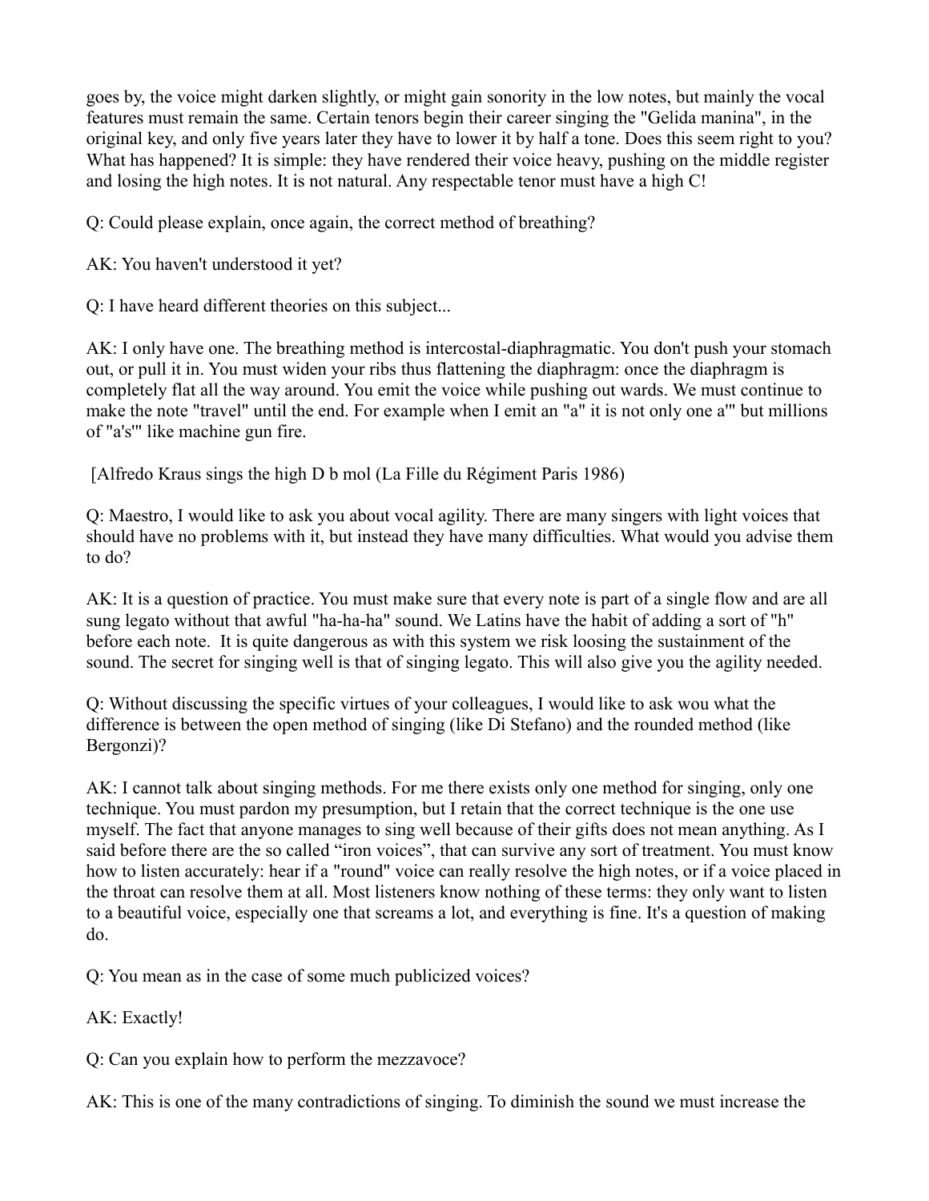goes by, the voice might darken slightly, or might gain sonority in the low notes, but mainly the vocal features must remain the same. Certain tenors begin their career singing the "Gelida manina", in the original key, and only five years later they have to lower it by half a tone. Does this seem right to you? What has happened? It is simple: they have rendered their voice heavy, pushing on the middle register and losing the high notes. It is not natural. Any respectable tenor must have a high C!

Q: Could please explain, once again, the correct method of breathing?

AK: You haven't understood it yet?

Q: I have heard different theories on this subject...

AK: I only have one. The breathing method is intercostal-diaphragmatic. You don't push your stomach out, or pull it in. You must widen your ribs thus flattening the diaphragm: once the diaphragm is completely flat all the way around. You emit the voice while pushing out wards. We must continue to make the note "travel" until the end. For example when I emit an "a" it is not only one a'" but millions of "a's'" like machine gun fire.

[Alfredo Kraus sings the high D b mol (La Fille du Régiment Paris 1986)

Q: Maestro, I would like to ask you about vocal agility. There are many singers with light voices that should have no problems with it, but instead they have many difficulties. What would you advise them to do?

AK: It is a question of practice. You must make sure that every note is part of a single flow and are all sung legato without that awful "ha-ha-ha" sound. We Latins have the habit of adding a sort of "h" before each note. It is quite dangerous as with this system we risk loosing the sustainment of the sound. The secret for singing well is that of singing legato. This will also give you the agility needed.

Q: Without discussing the specific virtues of your colleagues, I would like to ask wou what the difference is between the open method of singing (like Di Stefano) and the rounded method (like Bergonzi)?

AK: I cannot talk about singing methods. For me there exists only one method for singing, only one technique. You must pardon my presumption, but I retain that the correct technique is the one use myself. The fact that anyone manages to sing well because of their gifts does not mean anything. As I said before there are the so called "iron voices", that can survive any sort of treatment. You must know how to listen accurately: hear if a "round" voice can really resolve the high notes, or if a voice placed in the throat can resolve them at all. Most listeners know nothing of these terms: they only want to listen to a beautiful voice, especially one that screams a lot, and everything is fine. It's a question of making do.

Q: You mean as in the case of some much publicized voices?

AK: Exactly!

Q: Can you explain how to perform the mezzavoce?

AK: This is one of the many contradictions of singing. To diminish the sound we must increase the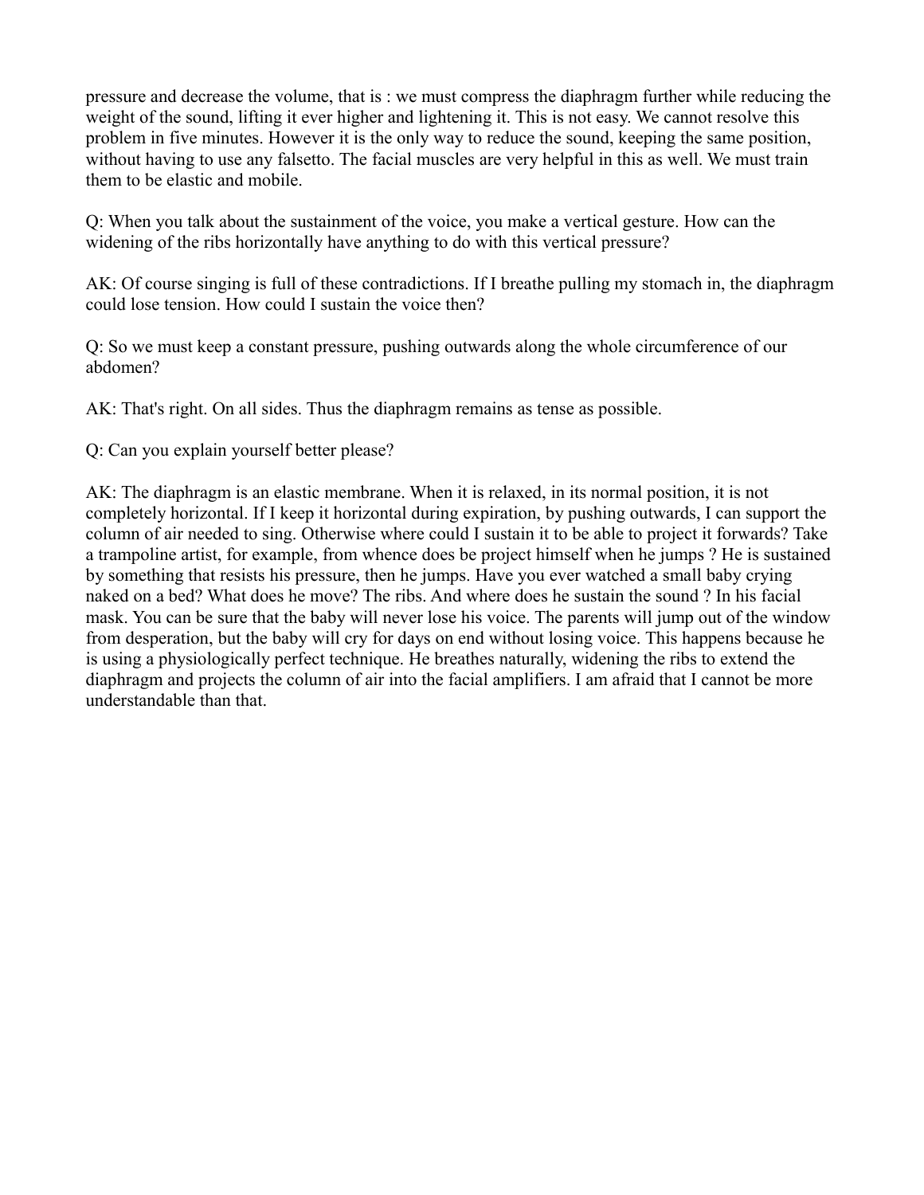pressure and decrease the volume, that is : we must compress the diaphragm further while reducing the weight of the sound, lifting it ever higher and lightening it. This is not easy. We cannot resolve this problem in five minutes. However it is the only way to reduce the sound, keeping the same position, without having to use any falsetto. The facial muscles are very helpful in this as well. We must train them to be elastic and mobile.

Q: When you talk about the sustainment of the voice, you make a vertical gesture. How can the widening of the ribs horizontally have anything to do with this vertical pressure?

AK: Of course singing is full of these contradictions. If I breathe pulling my stomach in, the diaphragm could lose tension. How could I sustain the voice then?

Q: So we must keep a constant pressure, pushing outwards along the whole circumference of our abdomen?

AK: That's right. On all sides. Thus the diaphragm remains as tense as possible.

Q: Can you explain yourself better please?

AK: The diaphragm is an elastic membrane. When it is relaxed, in its normal position, it is not completely horizontal. If I keep it horizontal during expiration, by pushing outwards, I can support the column of air needed to sing. Otherwise where could I sustain it to be able to project it forwards? Take a trampoline artist, for example, from whence does be project himself when he jumps ? He is sustained by something that resists his pressure, then he jumps. Have you ever watched a small baby crying naked on a bed? What does he move? The ribs. And where does he sustain the sound ? In his facial mask. You can be sure that the baby will never lose his voice. The parents will jump out of the window from desperation, but the baby will cry for days on end without losing voice. This happens because he is using a physiologically perfect technique. He breathes naturally, widening the ribs to extend the diaphragm and projects the column of air into the facial amplifiers. I am afraid that I cannot be more understandable than that.